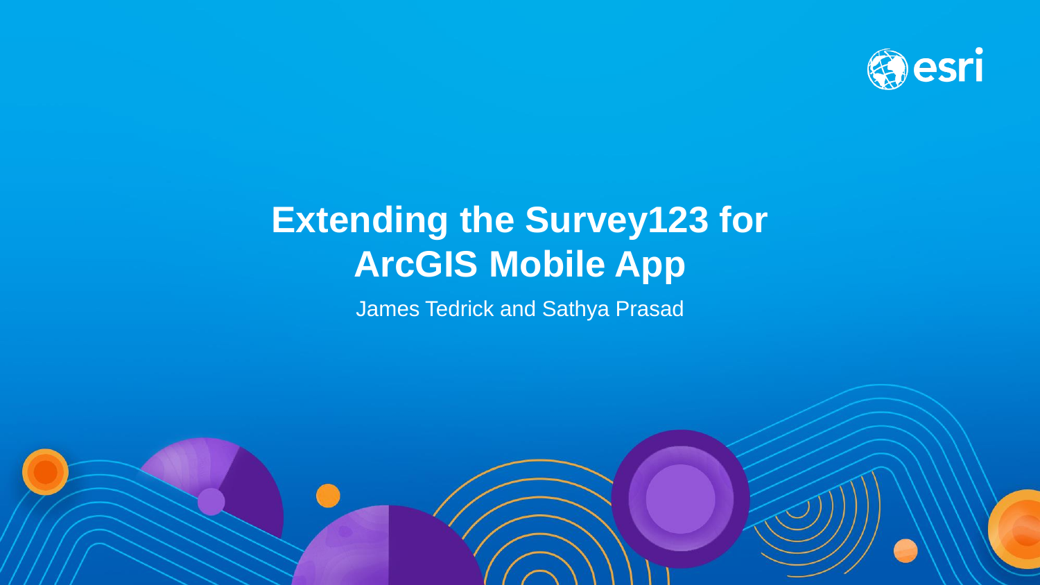# Extending the Survey123 for ArcGIS Mobile App

James Tedrick and Sathya Prasad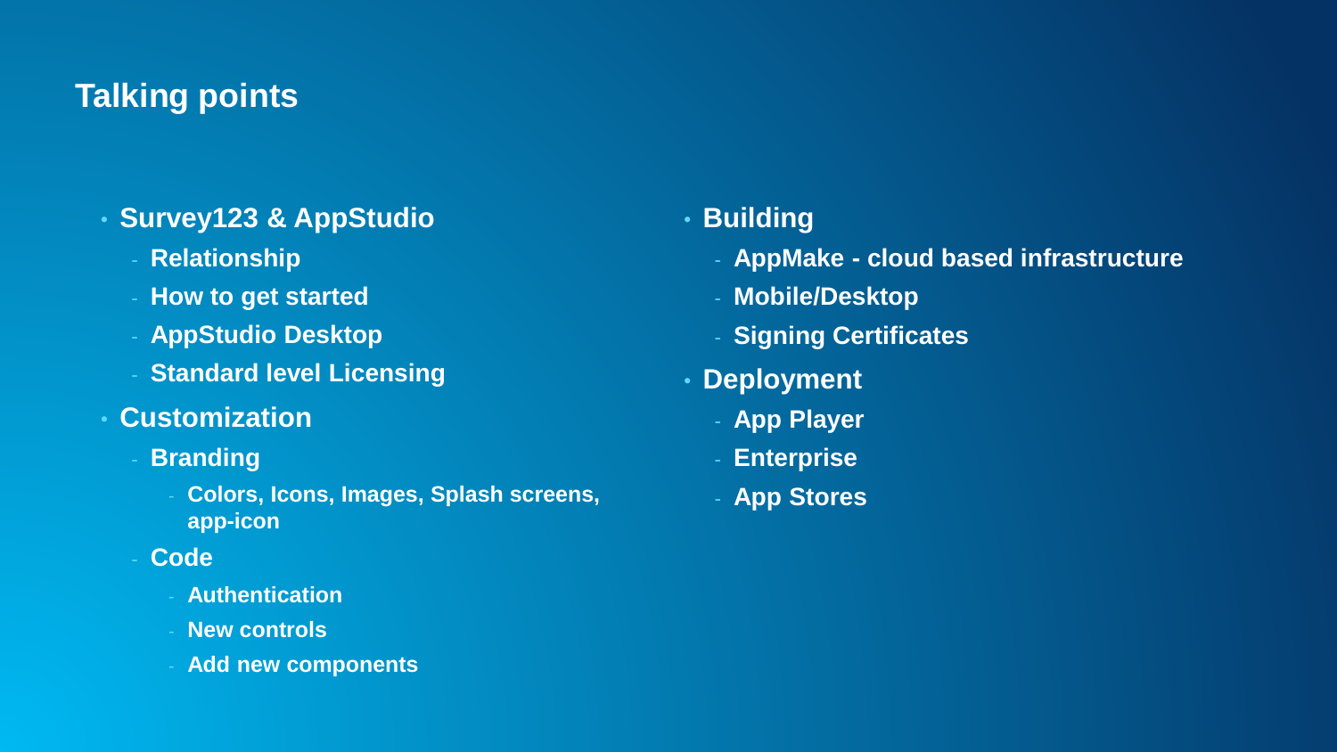# Talking points

- Survey123 & AppStudio
  - Relationship
  - How to get started
  - AppStudio Desktop
  - Standard level Licensing
- Customization
  - Branding
    - Colors, Icons, Images, Splash screens, app-icon
  - Code
    - Authentication
    - New controls
    - Add new components
- Building
  - AppMake - cloud based infrastructure
  - Mobile/Desktop
  - Signing Certificates
- Deployment
  - App Player
  - Enterprise
  - App Stores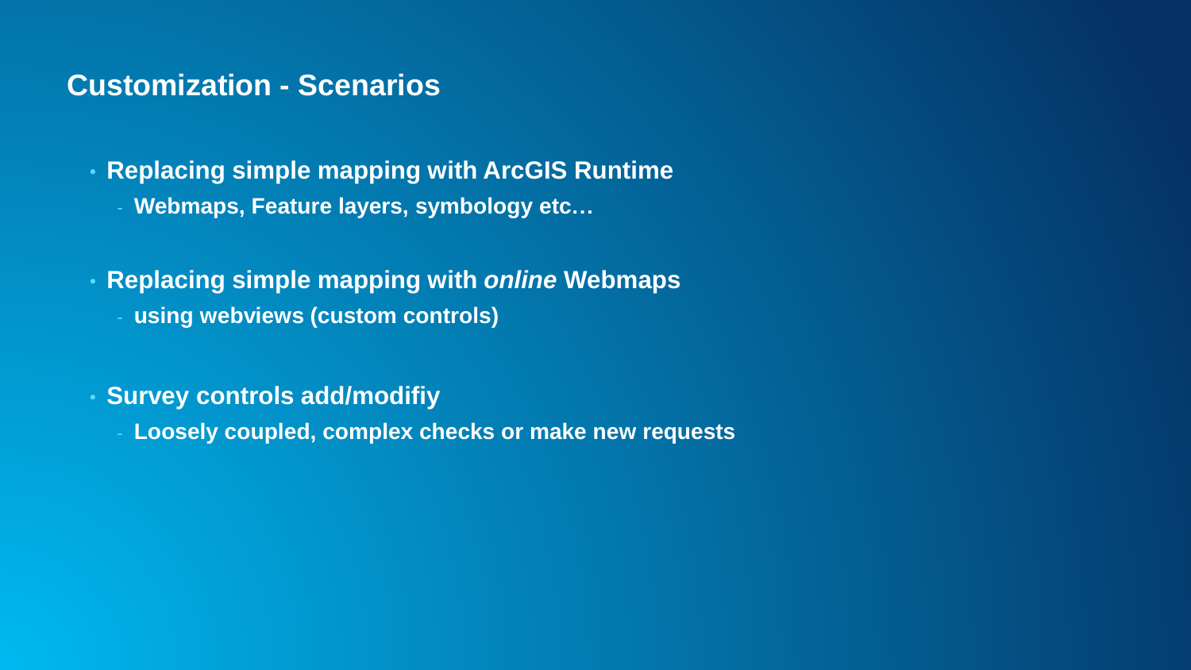# Customization - Scenarios

- **Replacing simple mapping with ArcGIS Runtime**
  - **Webmaps, Feature layers, symbology etc…**

- **Replacing simple mapping with *online* Webmaps**
  - **using webviews (custom controls)**

- **Survey controls add/modifiy**
  - **Loosely coupled, complex checks or make new requests**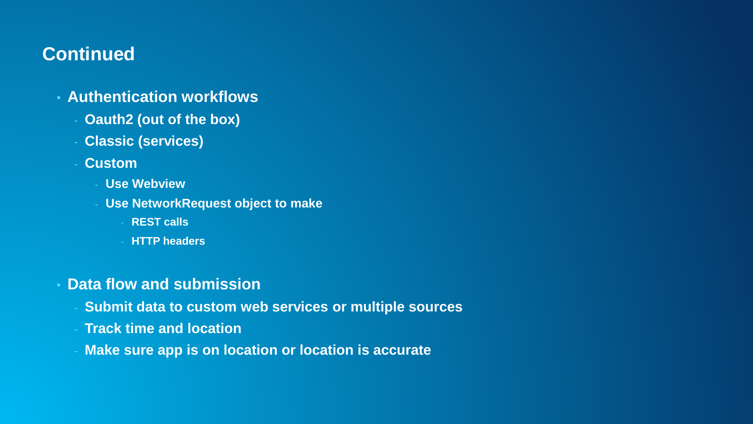## Continued

- **Authentication workflows**
  - **Oauth2 (out of the box)**
  - **Classic (services)**
  - **Custom**
    - **Use Webview**
    - **Use NetworkRequest object to make**
      - **REST calls**
      - **HTTP headers**
- **Data flow and submission**
  - **Submit data to custom web services or multiple sources**
  - **Track time and location**
  - **Make sure app is on location or location is accurate**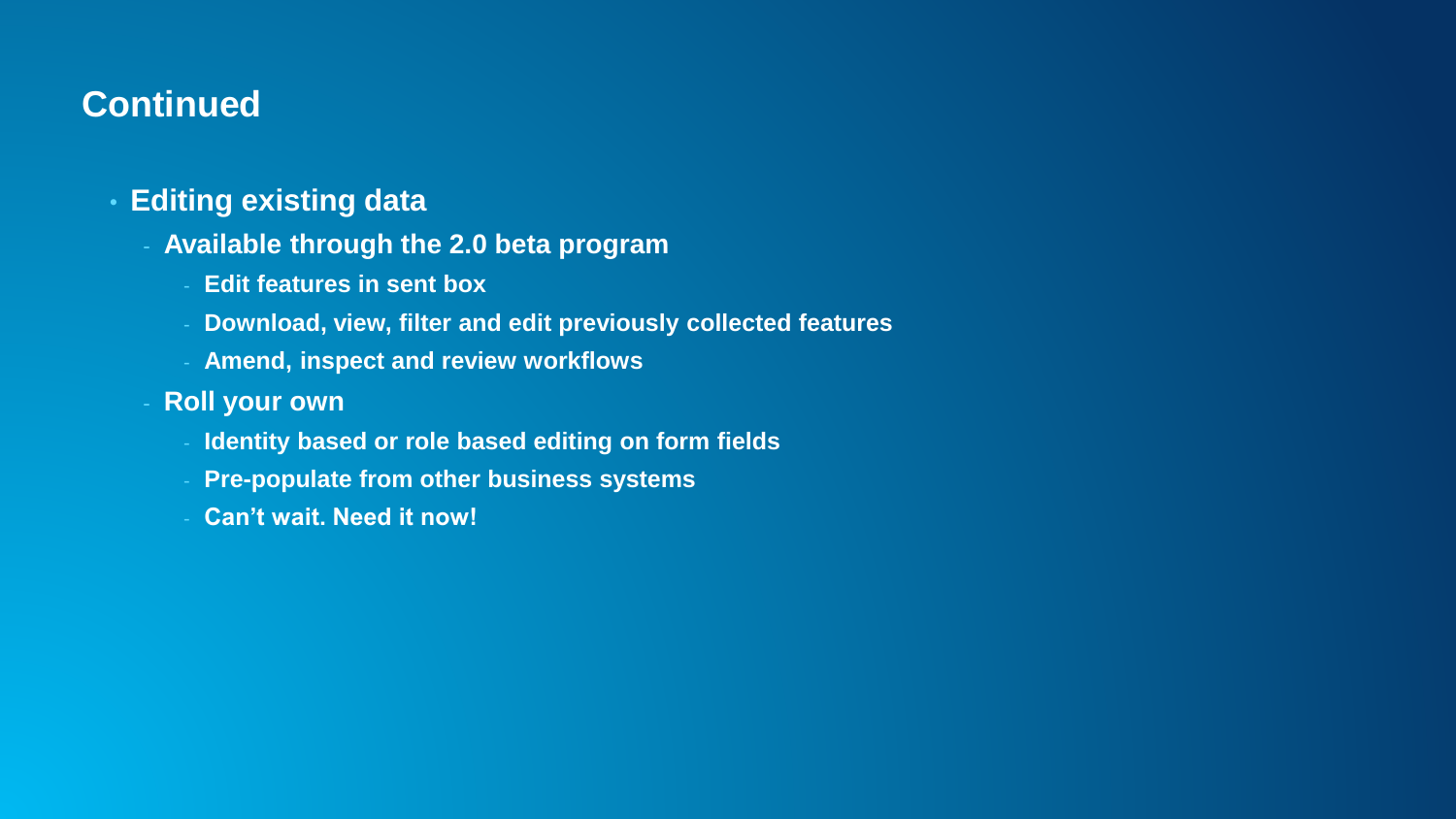# Continued

- **Editing existing data**
  - **Available through the 2.0 beta program**
    - **Edit features in sent box**
    - **Download, view, filter and edit previously collected features**
    - **Amend, inspect and review workflows**
  - **Roll your own**
    - **Identity based or role based editing on form fields**
    - **Pre-populate from other business systems**
    - **Can’t wait. Need it now!**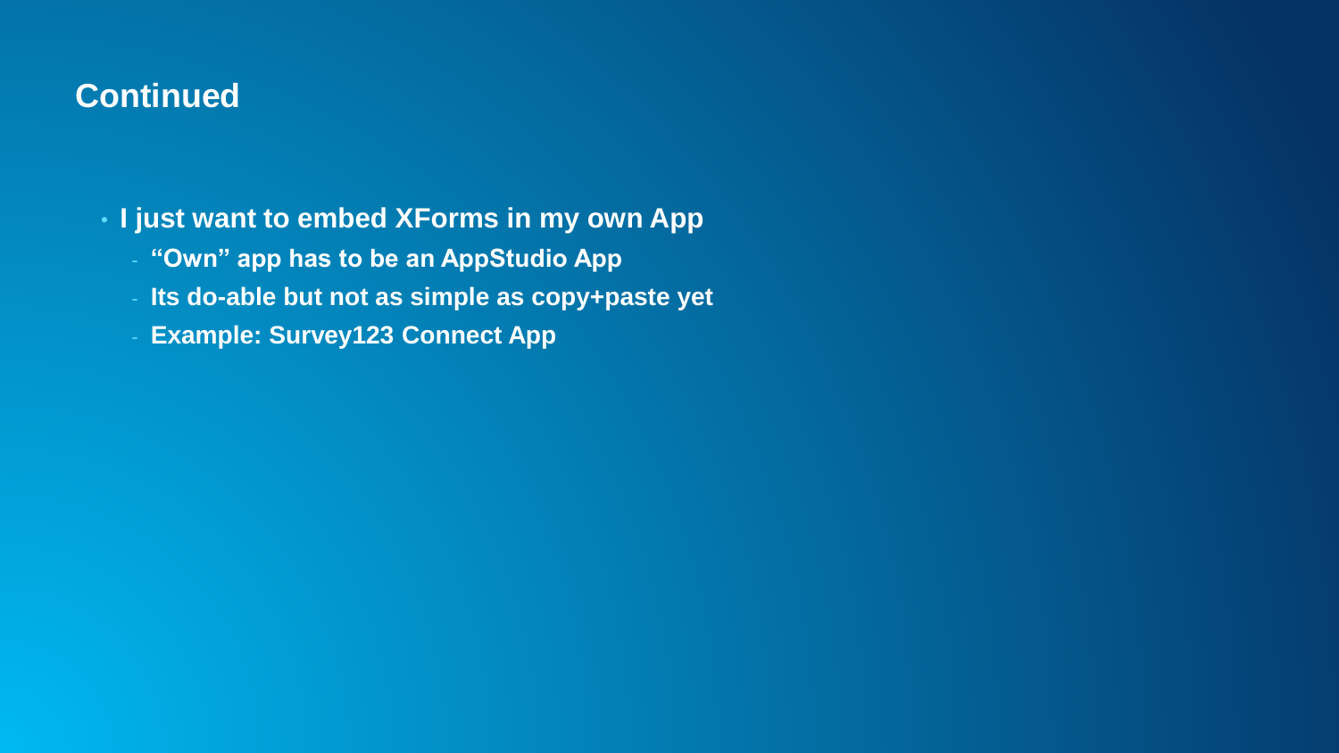# Continued

- **I just want to embed XForms in my own App**
  - **“Own” app has to be an AppStudio App**
  - **Its do-able but not as simple as copy+paste yet**
  - **Example: Survey123 Connect App**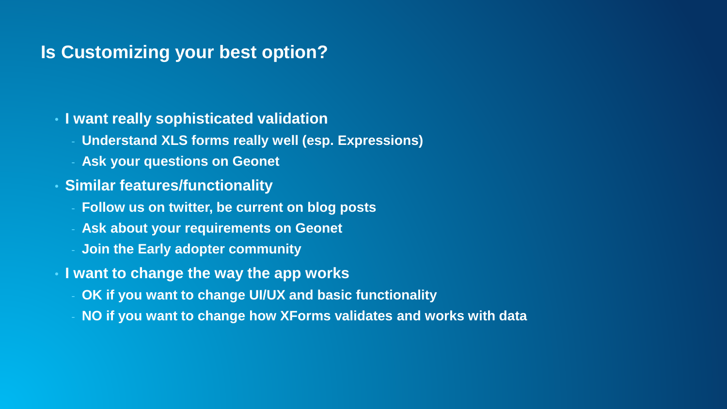# Is Customizing your best option?

- **I want really sophisticated validation**
  - **Understand XLS forms really well (esp. Expressions)**
  - **Ask your questions on Geonet**
- **Similar features/functionality**
  - **Follow us on twitter, be current on blog posts**
  - **Ask about your requirements on Geonet**
  - **Join the Early adopter community**
- **I want to change the way the app works**
  - **OK if you want to change UI/UX and basic functionality**
  - **NO if you want to change how XForms validates and works with data**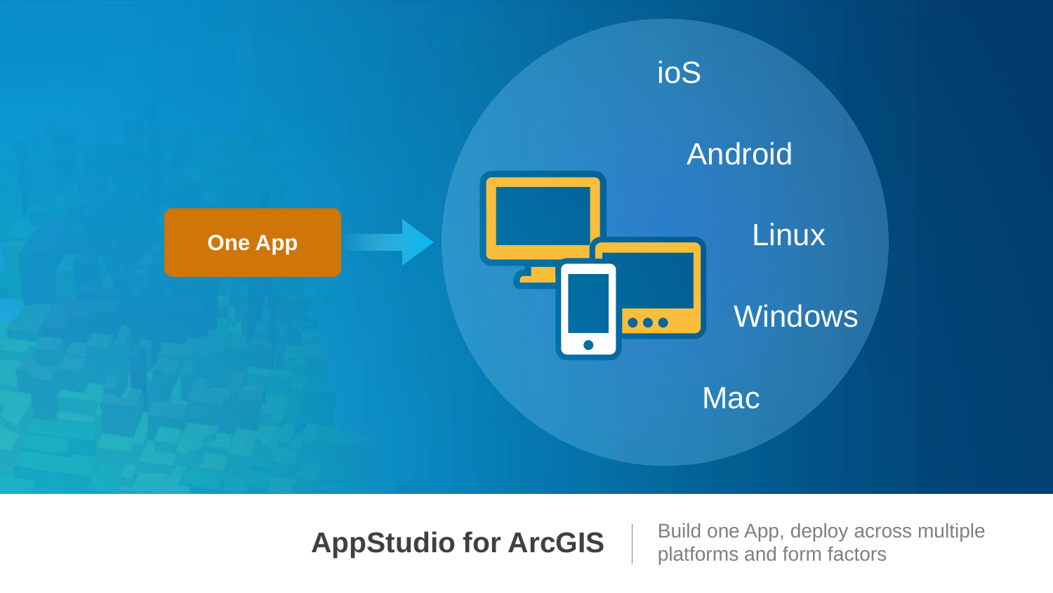One App

ioS

Android

Linux

Windows

Mac

**AppStudio for ArcGIS**

Build one App, deploy across multiple platforms and form factors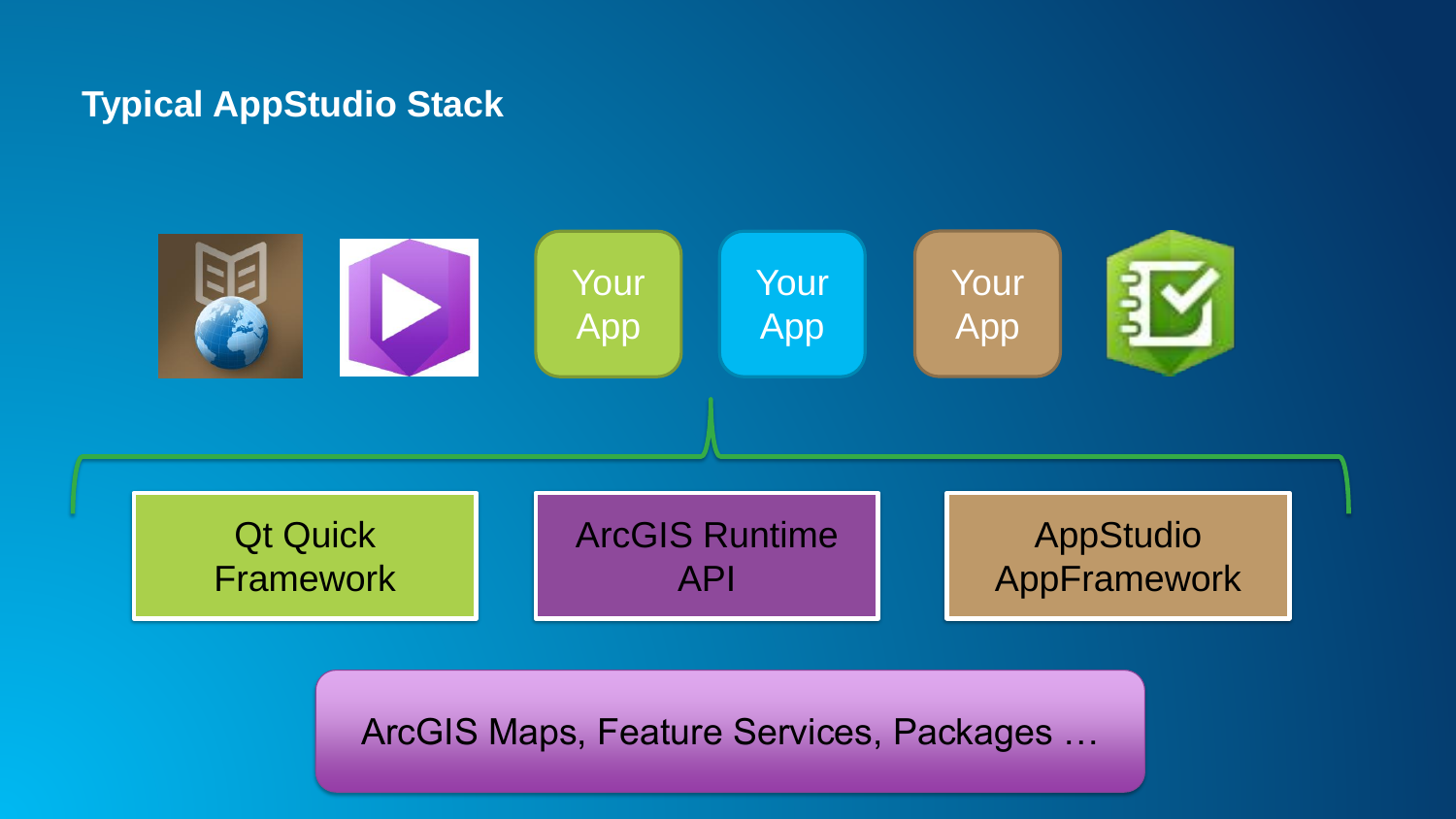# Typical AppStudio Stack

Your App

Your App

Your App

Qt Quick Framework

ArcGIS Runtime API

AppStudio AppFramework

ArcGIS Maps, Feature Services, Packages …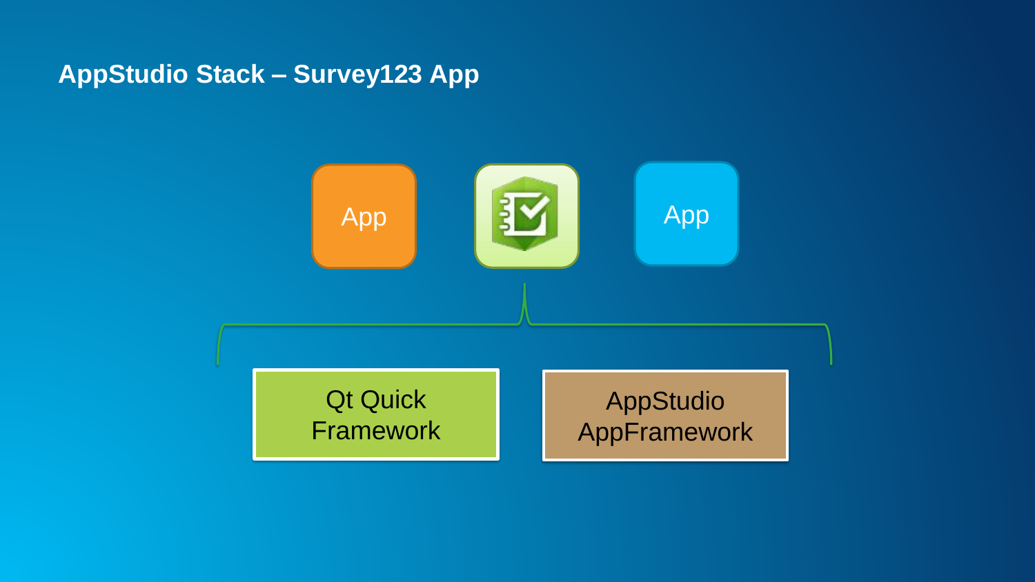# AppStudio Stack – Survey123 App

App

App

Qt Quick Framework

AppStudio AppFramework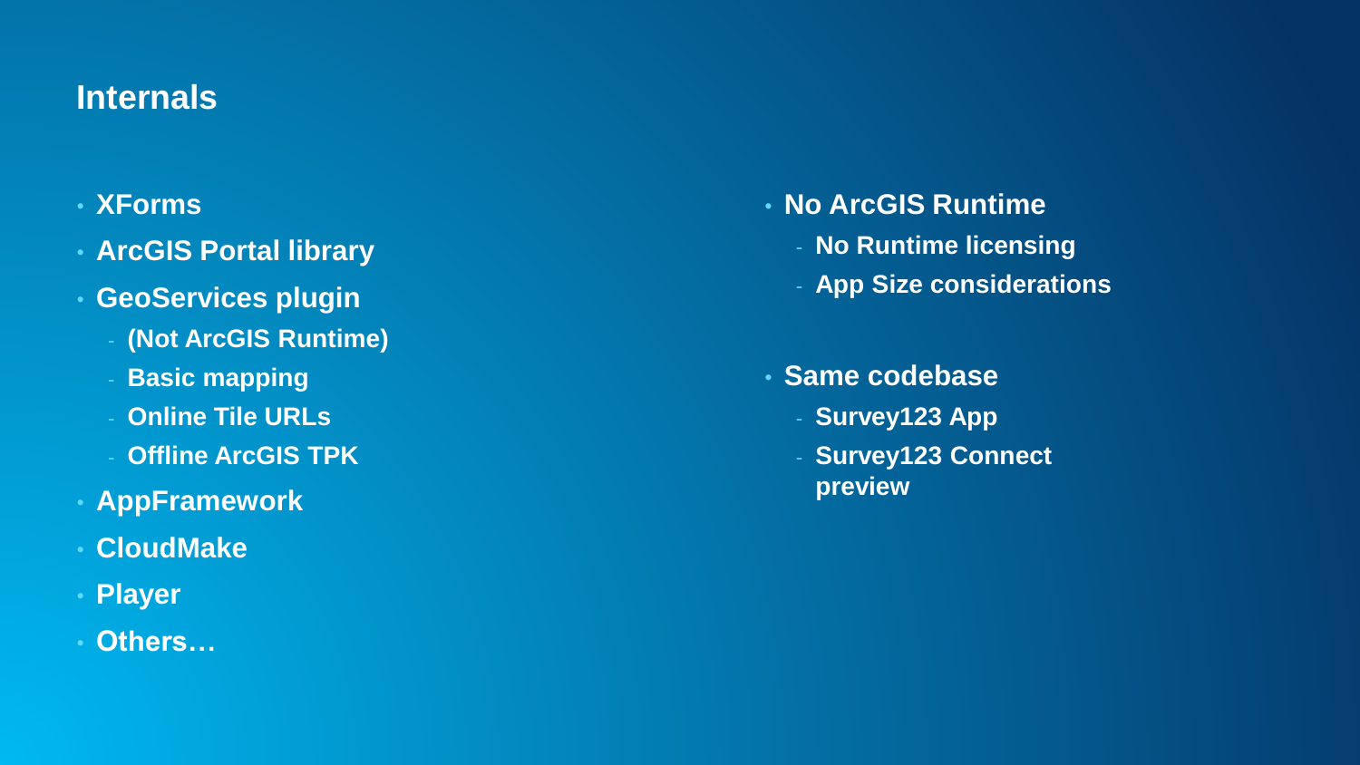## Internals

- XForms
- ArcGIS Portal library
- GeoServices plugin
  - (Not ArcGIS Runtime)
  - Basic mapping
  - Online Tile URLs
  - Offline ArcGIS TPK
- AppFramework
- CloudMake
- Player
- Others…

- No ArcGIS Runtime
  - No Runtime licensing
  - App Size considerations

- Same codebase
  - Survey123 App
  - Survey123 Connect preview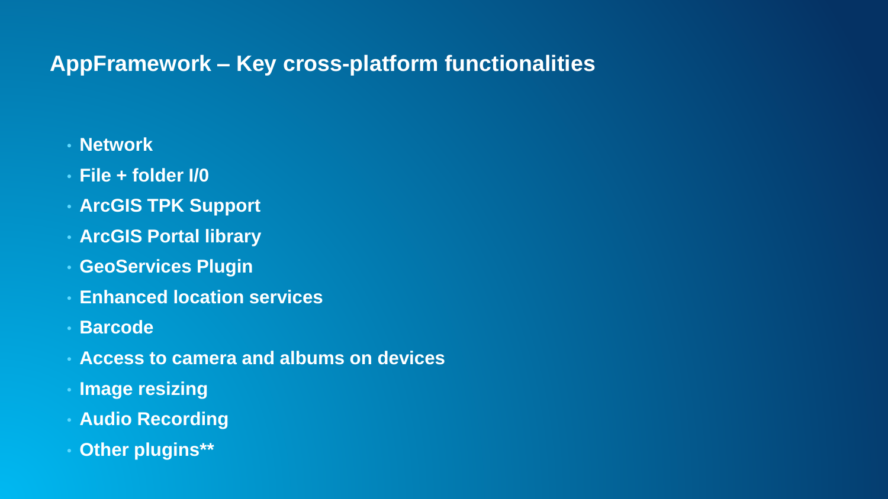## AppFramework – Key cross-platform functionalities

- **Network**
- **File + folder I/0**
- **ArcGIS TPK Support**
- **ArcGIS Portal library**
- **GeoServices Plugin**
- **Enhanced location services**
- **Barcode**
- **Access to camera and albums on devices**
- **Image resizing**
- **Audio Recording**
- **Other plugins****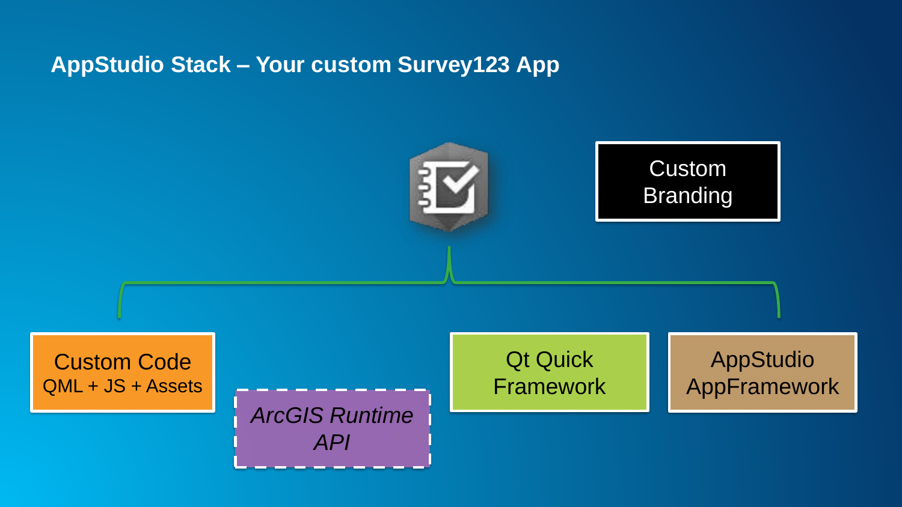# AppStudio Stack – Your custom Survey123 App

Custom Branding

Custom Code
QML + JS + Assets

*ArcGIS Runtime API*

Qt Quick Framework

AppStudio AppFramework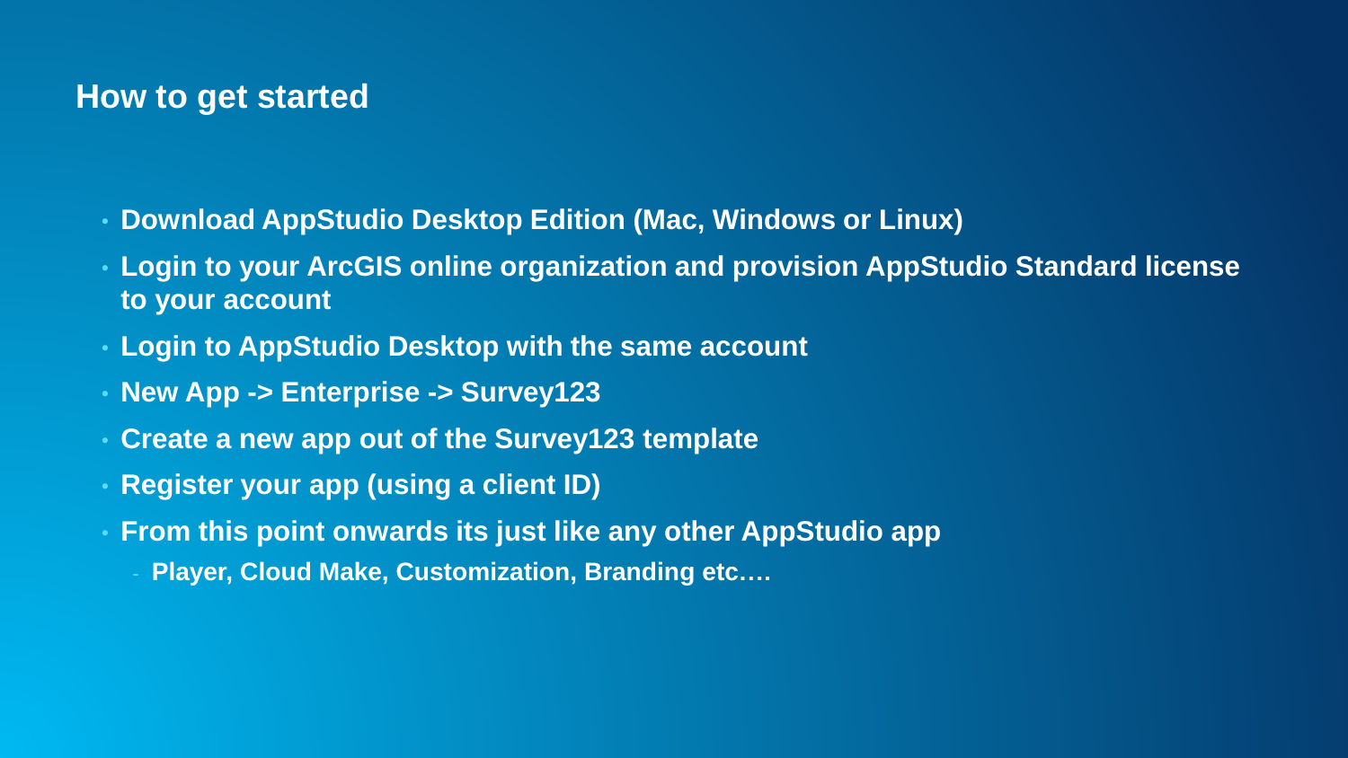## How to get started

- **Download AppStudio Desktop Edition (Mac, Windows or Linux)**
- **Login to your ArcGIS online organization and provision AppStudio Standard license to your account**
- **Login to AppStudio Desktop with the same account**
- **New App -> Enterprise -> Survey123**
- **Create a new app out of the Survey123 template**
- **Register your app (using a client ID)**
- **From this point onwards its just like any other AppStudio app**
  - **Player, Cloud Make, Customization, Branding etc….**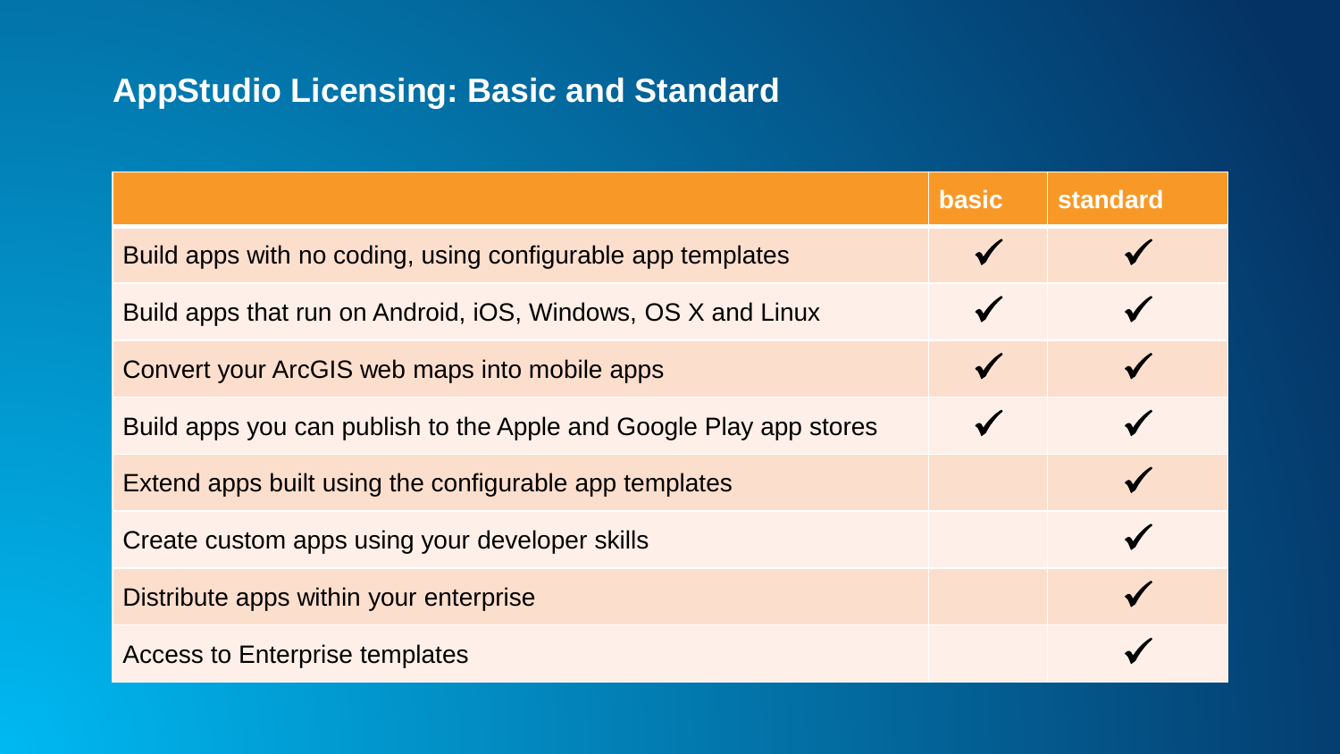## AppStudio Licensing: Basic and Standard

| | basic | standard |
|---|---|---|
| Build apps with no coding, using configurable app templates | ✓ | ✓ |
| Build apps that run on Android, iOS, Windows, OS X and Linux | ✓ | ✓ |
| Convert your ArcGIS web maps into mobile apps | ✓ | ✓ |
| Build apps you can publish to the Apple and Google Play app stores | ✓ | ✓ |
| Extend apps built using the configurable app templates | | ✓ |
| Create custom apps using your developer skills | | ✓ |
| Distribute apps within your enterprise | | ✓ |
| Access to Enterprise templates | | ✓ |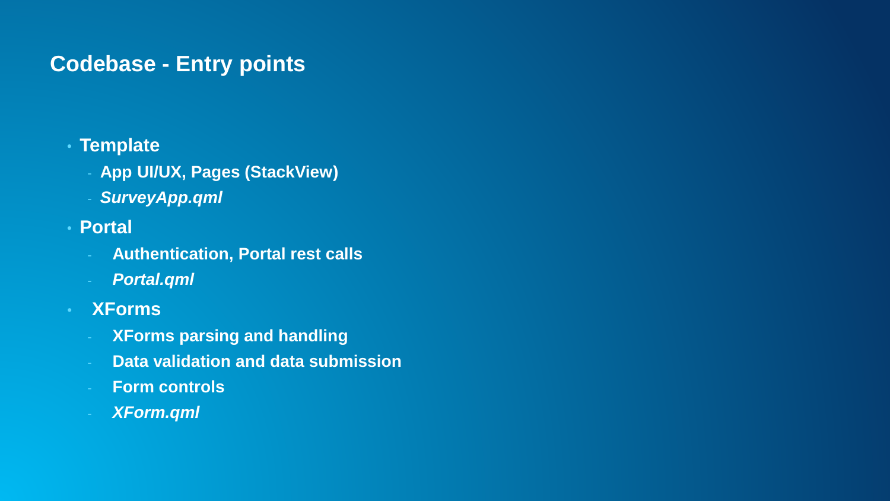# Codebase - Entry points

- **Template**
  - **App UI/UX, Pages (StackView)**
  - ***SurveyApp.qml***
- **Portal**
  - **Authentication, Portal rest calls**
  - ***Portal.qml***
- **XForms**
  - **XForms parsing and handling**
  - **Data validation and data submission**
  - **Form controls**
  - ***XForm.qml***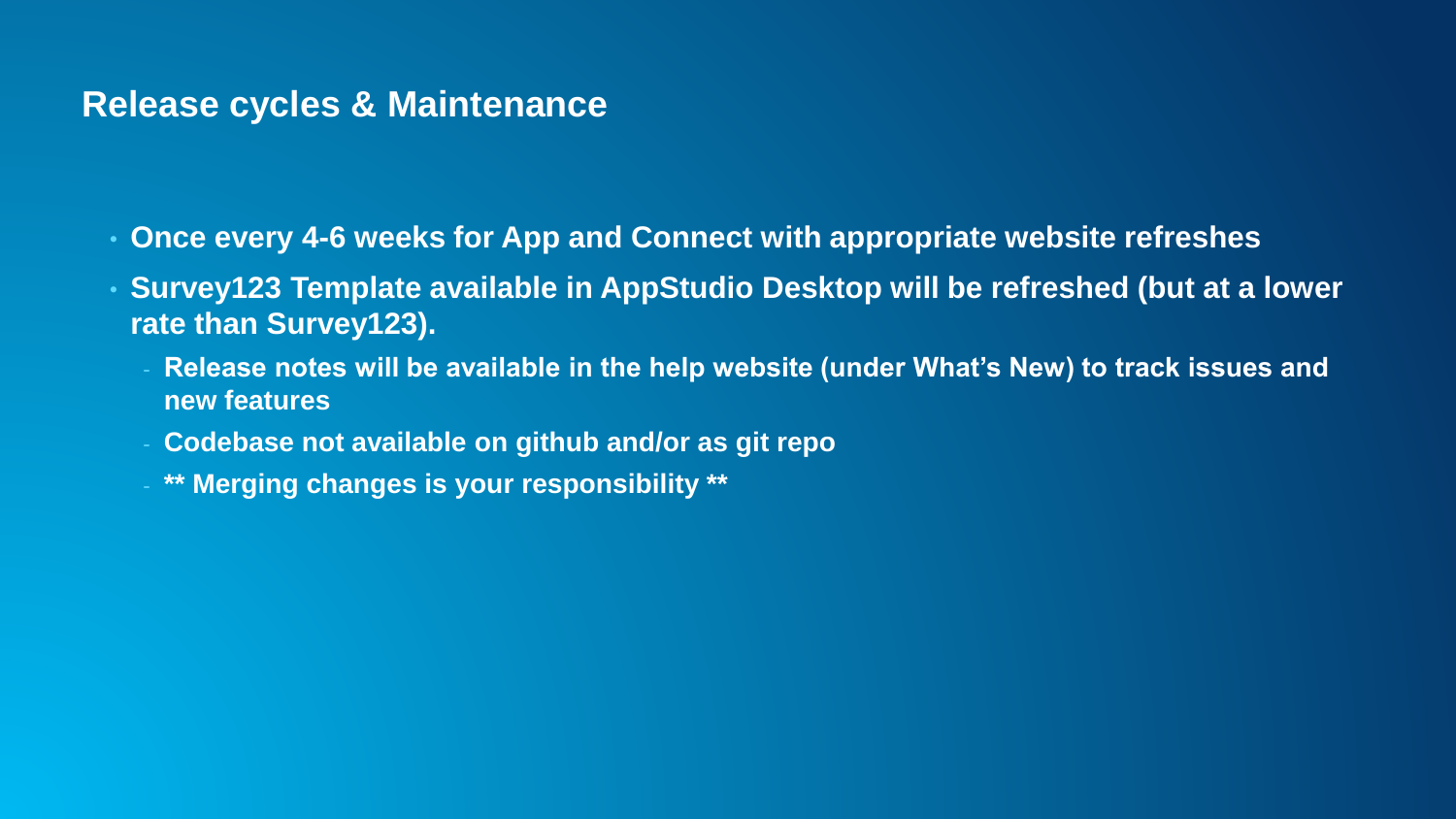## Release cycles & Maintenance

- **Once every 4-6 weeks for App and Connect with appropriate website refreshes**
- **Survey123 Template available in AppStudio Desktop will be refreshed (but at a lower rate than Survey123).**
  - **Release notes will be available in the help website (under What's New) to track issues and new features**
  - **Codebase not available on github and/or as git repo**
  - **\*\* Merging changes is your responsibility \*\***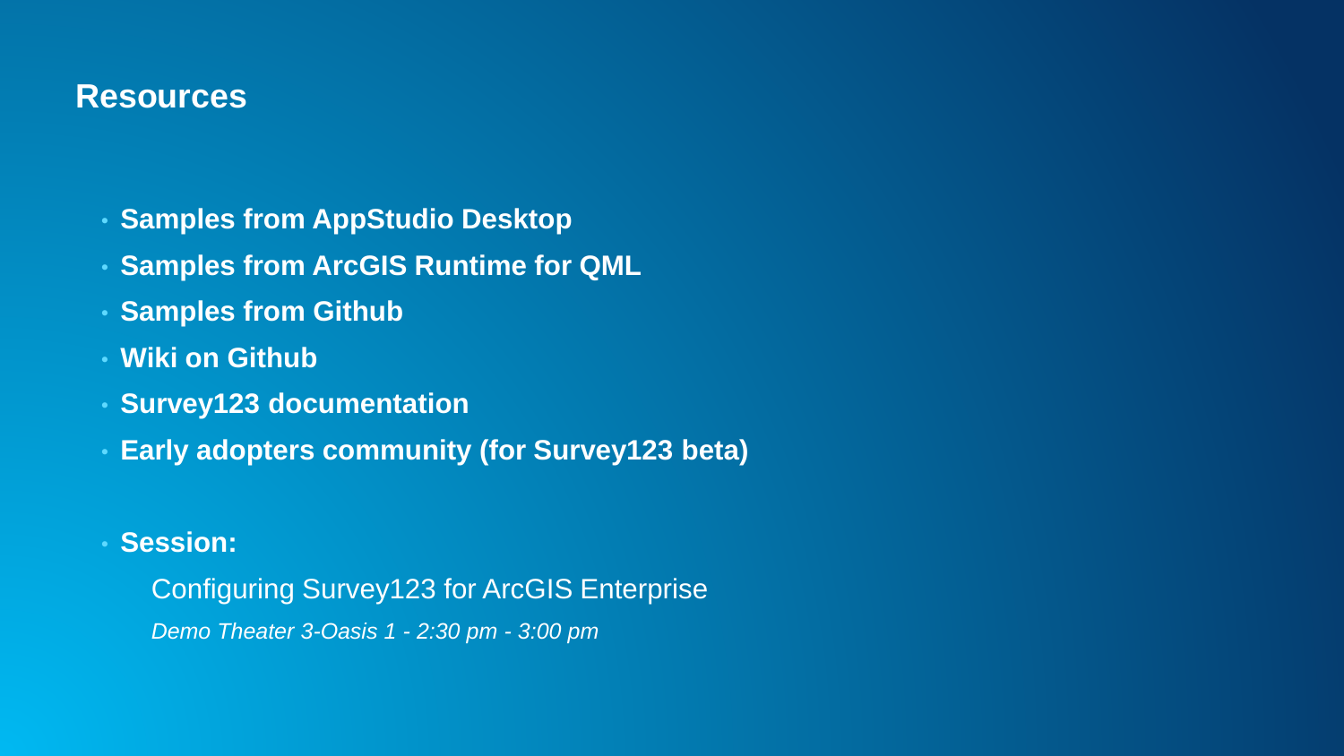# Resources

- **Samples from AppStudio Desktop**
- **Samples from ArcGIS Runtime for QML**
- **Samples from Github**
- **Wiki on Github**
- **Survey123 documentation**
- **Early adopters community (for Survey123 beta)**

- **Session:**

  Configuring Survey123 for ArcGIS Enterprise

  *Demo Theater 3-Oasis 1 - 2:30 pm - 3:00 pm*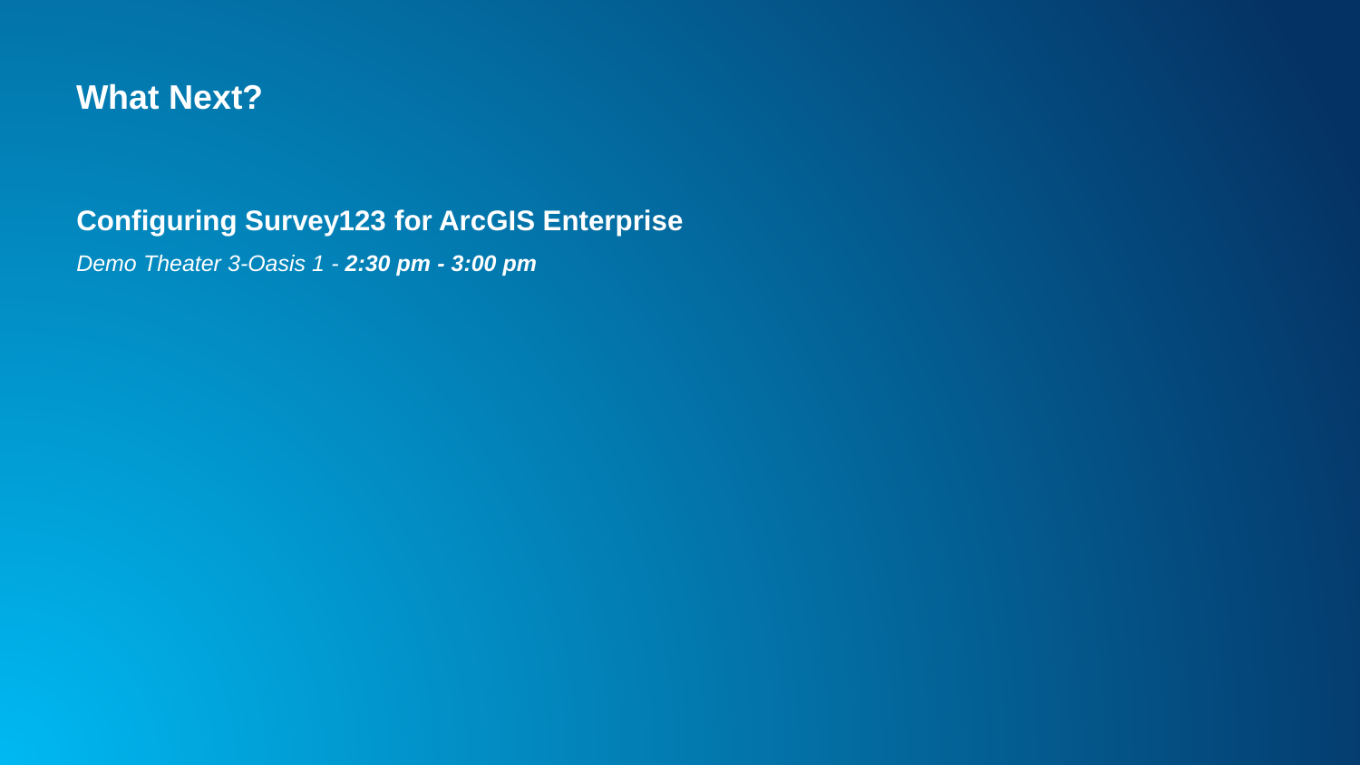# What Next?

**Configuring Survey123 for ArcGIS Enterprise**

*Demo Theater 3-Oasis 1 - **2:30 pm - 3:00 pm***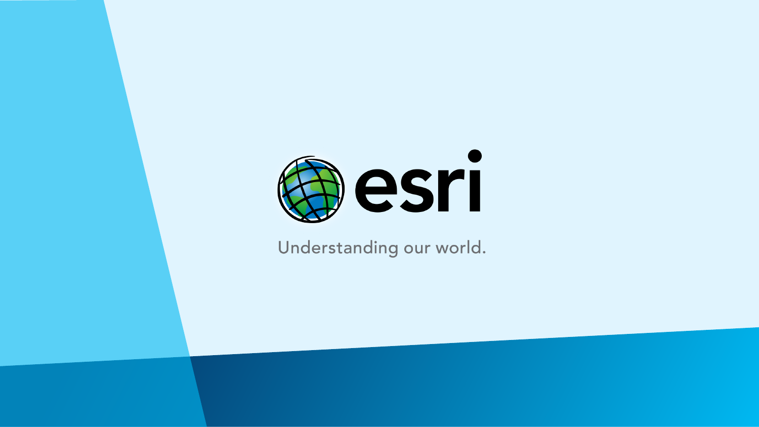esri

Understanding our world.